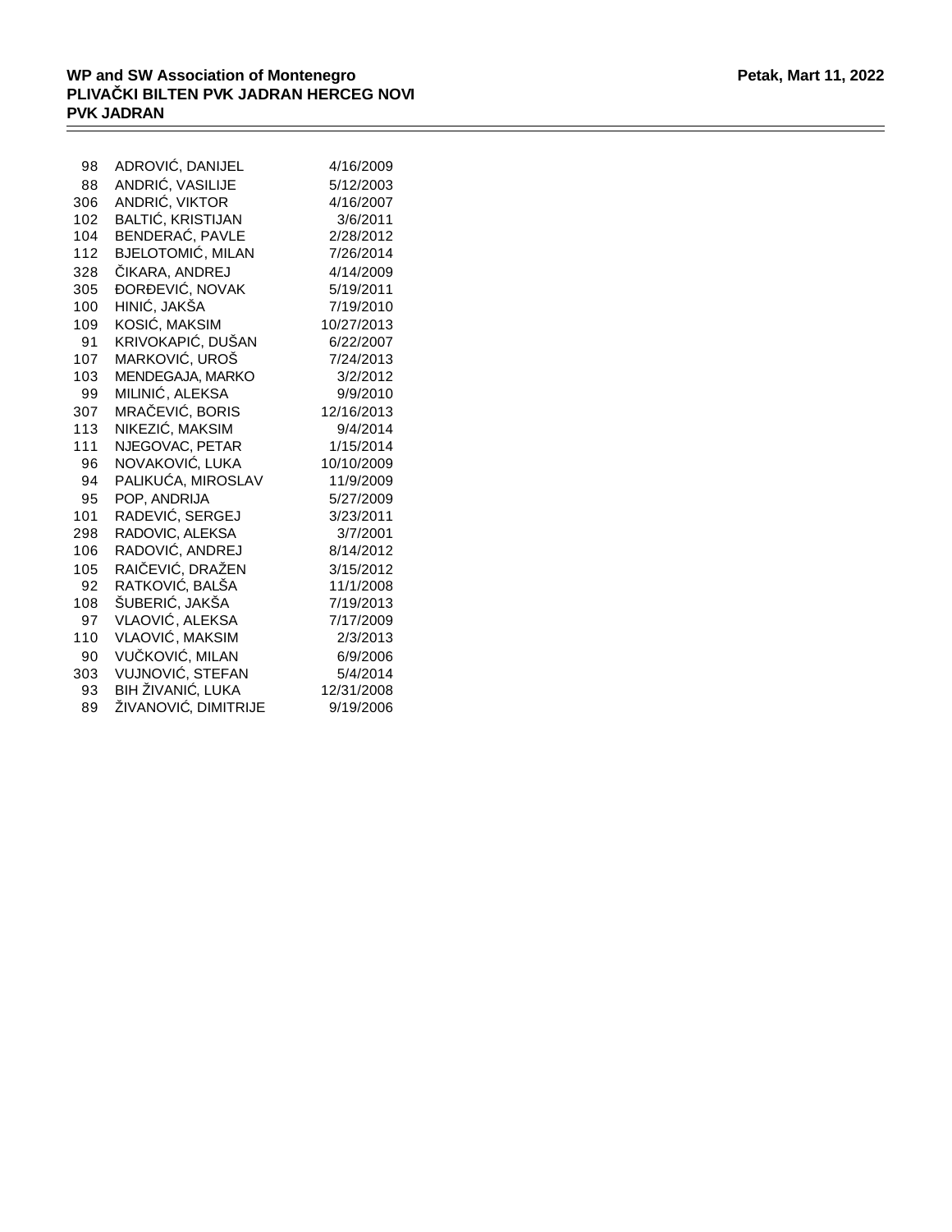**WP and SW Association of Montenegro** **Petak, Mart 11, 2022**

**PLIVAČKI BILTEN PVK JADRAN HERCEG NOVI**

**PVK JADRAN**

| | | |
|---|---|---|
| 98 | ADROVIĆ, DANIJEL | 4/16/2009 |
| 88 | ANDRIĆ, VASILIJE | 5/12/2003 |
| 306 | ANDRIĆ, VIKTOR | 4/16/2007 |
| 102 | BALTIĆ, KRISTIJAN | 3/6/2011 |
| 104 | BENDERAĆ, PAVLE | 2/28/2012 |
| 112 | BJELOTOMIĆ, MILAN | 7/26/2014 |
| 328 | ČIKARA, ANDREJ | 4/14/2009 |
| 305 | ĐORĐEVIĆ, NOVAK | 5/19/2011 |
| 100 | HINIĆ, JAKŠA | 7/19/2010 |
| 109 | KOSIĆ, MAKSIM | 10/27/2013 |
| 91 | KRIVOKAPIĆ, DUŠAN | 6/22/2007 |
| 107 | MARKOVIĆ, UROŠ | 7/24/2013 |
| 103 | MENDEGAJA, MARKO | 3/2/2012 |
| 99 | MILINIĆ, ALEKSA | 9/9/2010 |
| 307 | MRAČEVIĆ, BORIS | 12/16/2013 |
| 113 | NIKEZIĆ, MAKSIM | 9/4/2014 |
| 111 | NJEGOVAC, PETAR | 1/15/2014 |
| 96 | NOVAKOVIĆ, LUKA | 10/10/2009 |
| 94 | PALIKUĆA, MIROSLAV | 11/9/2009 |
| 95 | POP, ANDRIJA | 5/27/2009 |
| 101 | RADEVIĆ, SERGEJ | 3/23/2011 |
| 298 | RADOVIC, ALEKSA | 3/7/2001 |
| 106 | RADOVIĆ, ANDREJ | 8/14/2012 |
| 105 | RAIČEVIĆ, DRAŽEN | 3/15/2012 |
| 92 | RATKOVIĆ, BALŠA | 11/1/2008 |
| 108 | ŠUBERIĆ, JAKŠA | 7/19/2013 |
| 97 | VLAOVIĆ, ALEKSA | 7/17/2009 |
| 110 | VLAOVIĆ, MAKSIM | 2/3/2013 |
| 90 | VUČKOVIĆ, MILAN | 6/9/2006 |
| 303 | VUJNOVIĆ, STEFAN | 5/4/2014 |
| 93 | BIH ŽIVANIĆ, LUKA | 12/31/2008 |
| 89 | ŽIVANOVIĆ, DIMITRIJE | 9/19/2006 |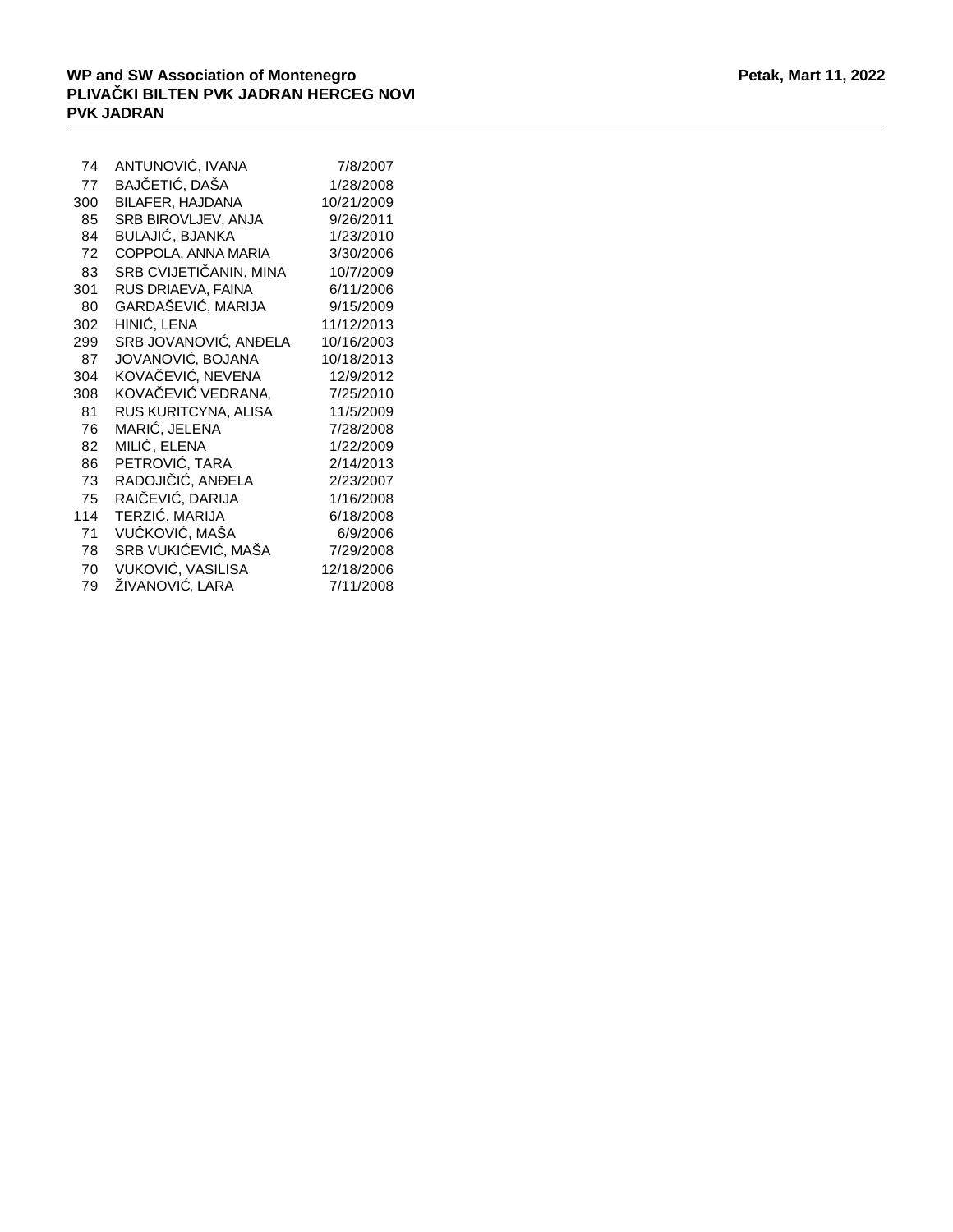| | | |
|---|---|---|
| 74 | ANTUNOVIĆ, IVANA | 7/8/2007 |
| 77 | BAJČETIĆ, DAŠA | 1/28/2008 |
| 300 | BILAFER, HAJDANA | 10/21/2009 |
| 85 | SRB BIROVLJEV, ANJA | 9/26/2011 |
| 84 | BULAJIĆ, BJANKA | 1/23/2010 |
| 72 | COPPOLA, ANNA MARIA | 3/30/2006 |
| 83 | SRB CVIJETIČANIN, MINA | 10/7/2009 |
| 301 | RUS DRIAEVA, FAINA | 6/11/2006 |
| 80 | GARDAŠEVIĆ, MARIJA | 9/15/2009 |
| 302 | HINIĆ, LENA | 11/12/2013 |
| 299 | SRB JOVANOVIĆ, ANĐELA | 10/16/2003 |
| 87 | JOVANOVIĆ, BOJANA | 10/18/2013 |
| 304 | KOVAČEVIĆ, NEVENA | 12/9/2012 |
| 308 | KOVAČEVIĆ VEDRANA, | 7/25/2010 |
| 81 | RUS KURITCYNA, ALISA | 11/5/2009 |
| 76 | MARIĆ, JELENA | 7/28/2008 |
| 82 | MILIĆ, ELENA | 1/22/2009 |
| 86 | PETROVIĆ, TARA | 2/14/2013 |
| 73 | RADOJIČIĆ, ANĐELA | 2/23/2007 |
| 75 | RAIČEVIĆ, DARIJA | 1/16/2008 |
| 114 | TERZIĆ, MARIJA | 6/18/2008 |
| 71 | VUČKOVIĆ, MAŠA | 6/9/2006 |
| 78 | SRB VUKIĆEVIĆ, MAŠA | 7/29/2008 |
| 70 | VUKOVIĆ, VASILISA | 12/18/2006 |
| 79 | ŽIVANOVIĆ, LARA | 7/11/2008 |